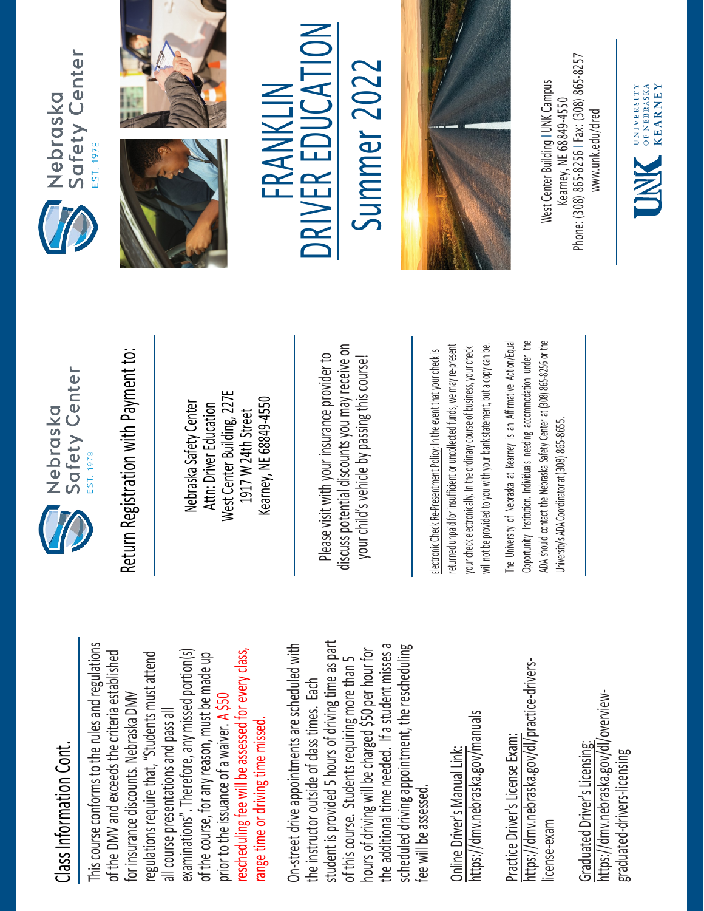## Class Information Cont.

This course conforms to the rules and regulations of the DMV and exceeds the criteria established for insurance discounts. Nebraska DMV regulations require that, "Students must attend all course presentations and pass all examinations". Therefore, any missed portion(s) of the course, for any reason, must be made up prior to the issuance of a waiver. A $50 rescheduling fee will be assessed for every class, range time or driving time missed.

On-street drive appointments are scheduled with the instructor outside of class times. Each student is provided 5 hours of driving time as part of this course. Students requiring more than 5 hours of driving will be charged $50 per hour for the additional time needed. If a student misses a scheduled driving appointment, the rescheduling fee will be assessed.

Online Driver's Manual Link:
https://dmv.nebraska.gov/manuals

Practice Driver's License Exam:
https://dmv.nebraska.gov/dl/practice-drivers-license-exam

Graduated Driver's Licensing:
https://dmv.nebraska.gov/dl/overview-graduated-drivers-licensing

Nebraska Safety Center
EST. 1978

## Return Registration with Payment to:

Nebraska Safety Center
Attn: Driver Education
West Center Building, 227E
1917 W 24th Street
Kearney, NE 68849-4550

Please visit with your insurance provider to discuss potential discounts you may receive on your child's vehicle by passing this course!

Electronic Check Re-Presentment Policy: In the event that your check is returned unpaid for insufficient or uncollected funds, we may re-present your check electronically. In the ordinary course of business, your check will not be provided to you with your bank statement, but a copy can be.

The University of Nebraska at Kearney is an Affirmative Action/Equal Opportunity Institution. Individuals needing accommodation under the ADA should contact the Nebraska Safety Center at (308) 865-8256 or the University's ADA Coordinator at (308) 865-8655.

Nebraska Safety Center
EST. 1978

# FRANKLIN DRIVER EDUCATION Summer 2022

West Center Building | UNK Campus
Kearney, NE 68849-4550
Phone: (308) 865-8256 | Fax: (308) 865-8257
www.unk.edu/dred

UNK University of Nebraska Kearney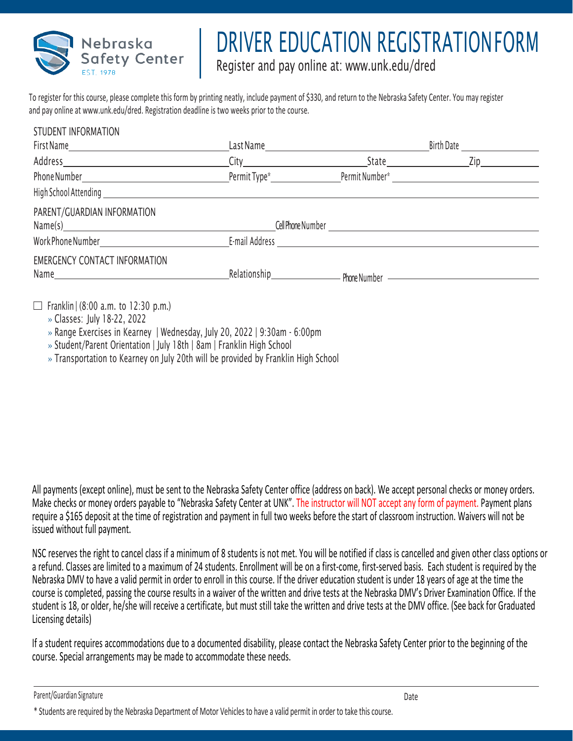Nebraska Safety Center
EST. 1978

# DRIVER EDUCATION REGISTRATION FORM

Register and pay online at: www.unk.edu/dred

To register for this course, please complete this form by printing neatly, include payment of $330, and return to the Nebraska Safety Center. You may register and pay online at www.unk.edu/dred. Registration deadline is two weeks prior to the course.

## STUDENT INFORMATION

First Name \_\_\_\_\_\_\_\_\_\_ Last Name \_\_\_\_\_\_\_\_\_\_ Birth Date \_\_\_\_\_\_\_\_\_\_

Address \_\_\_\_\_\_\_\_\_\_ City \_\_\_\_\_\_\_\_\_\_ State \_\_\_\_\_\_\_\_\_\_ Zip \_\_\_\_\_\_\_\_\_\_

Phone Number \_\_\_\_\_\_\_\_\_\_ Permit Type* \_\_\_\_\_\_\_\_\_\_ Permit Number* \_\_\_\_\_\_\_\_\_\_

High School Attending \_\_\_\_\_\_\_\_\_\_

## PARENT/GUARDIAN INFORMATION

Name(s) \_\_\_\_\_\_\_\_\_\_ Cell Phone Number \_\_\_\_\_\_\_\_\_\_

Work Phone Number \_\_\_\_\_\_\_\_\_\_ E-mail Address \_\_\_\_\_\_\_\_\_\_

## EMERGENCY CONTACT INFORMATION

Name \_\_\_\_\_\_\_\_\_\_ Relationship \_\_\_\_\_\_\_\_\_\_ Phone Number \_\_\_\_\_\_\_\_\_\_

☐ Franklin | (8:00 a.m. to 12:30 p.m.)

- » Classes: July 18-22, 2022
- » Range Exercises in Kearney | Wednesday, July 20, 2022 | 9:30am - 6:00pm
- » Student/Parent Orientation | July 18th | 8am | Franklin High School
- » Transportation to Kearney on July 20th will be provided by Franklin High School

All payments (except online), must be sent to the Nebraska Safety Center office (address on back). We accept personal checks or money orders. Make checks or money orders payable to "Nebraska Safety Center at UNK". The instructor will NOT accept any form of payment. Payment plans require a $165 deposit at the time of registration and payment in full two weeks before the start of classroom instruction. Waivers will not be issued without full payment.

NSC reserves the right to cancel class if a minimum of 8 students is not met. You will be notified if class is cancelled and given other class options or a refund. Classes are limited to a maximum of 24 students. Enrollment will be on a first-come, first-served basis. Each student is required by the Nebraska DMV to have a valid permit in order to enroll in this course. If the driver education student is under 18 years of age at the time the course is completed, passing the course results in a waiver of the written and drive tests at the Nebraska DMV's Driver Examination Office. If the student is 18, or older, he/she will receive a certificate, but must still take the written and drive tests at the DMV office. (See back for Graduated Licensing details)

If a student requires accommodations due to a documented disability, please contact the Nebraska Safety Center prior to the beginning of the course. Special arrangements may be made to accommodate these needs.

\_\_\_\_\_\_\_\_\_\_\_\_\_\_\_\_\_\_\_\_\_\_\_\_\_\_\_\_\_\_\_\_\_\_\_\_\_\_\_\_\_\_\_\_\_\_\_\_\_\_\_\_

Parent/Guardian Signature Date

\* Students are required by the Nebraska Department of Motor Vehicles to have a valid permit in order to take this course.